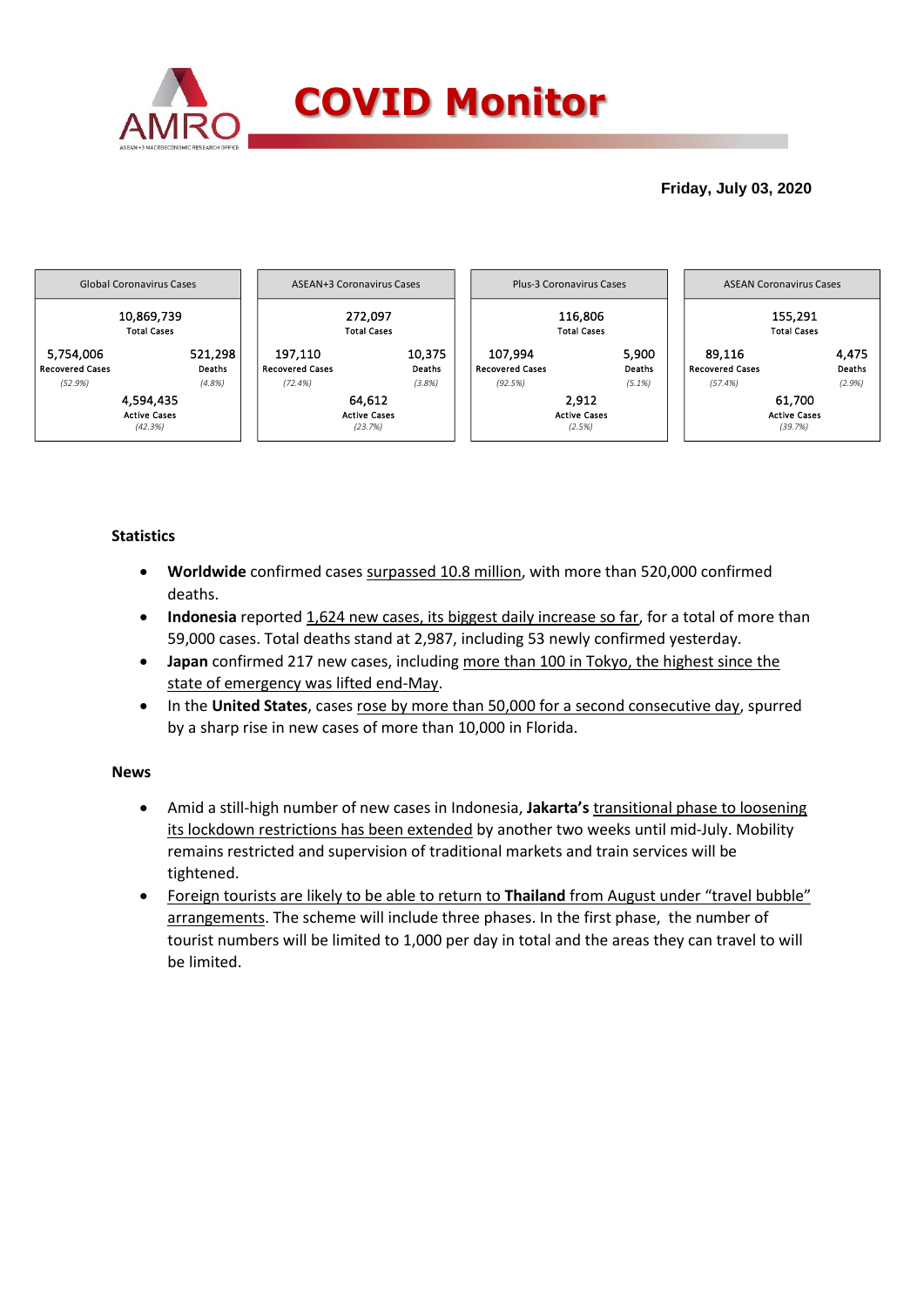# COVID Monitor

**Friday, July 03, 2020**

| Global Coronavirus Cases | ASEAN+3 Coronavirus Cases | Plus-3 Coronavirus Cases | ASEAN Coronavirus Cases |
|---|---|---|---|
| 10,869,739 Total Cases | 272,097 Total Cases | 116,806 Total Cases | 155,291 Total Cases |
| 5,754,006 Recovered Cases (52.9%) | 197,110 Recovered Cases (72.4%) | 107,994 Recovered Cases (92.5%) | 89,116 Recovered Cases (57.4%) |
| 521,298 Deaths (4.8%) | 10,375 Deaths (3.8%) | 5,900 Deaths (5.1%) | 4,475 Deaths (2.9%) |
| 4,594,435 Active Cases (42.3%) | 64,612 Active Cases (23.7%) | 2,912 Active Cases (2.5%) | 61,700 Active Cases (39.7%) |

## Statistics

- **Worldwide** confirmed cases surpassed 10.8 million, with more than 520,000 confirmed deaths.
- **Indonesia** reported 1,624 new cases, its biggest daily increase so far, for a total of more than 59,000 cases. Total deaths stand at 2,987, including 53 newly confirmed yesterday.
- **Japan** confirmed 217 new cases, including more than 100 in Tokyo, the highest since the state of emergency was lifted end-May.
- In the **United States**, cases rose by more than 50,000 for a second consecutive day, spurred by a sharp rise in new cases of more than 10,000 in Florida.

## News

- Amid a still-high number of new cases in Indonesia, **Jakarta's** transitional phase to loosening its lockdown restrictions has been extended by another two weeks until mid-July. Mobility remains restricted and supervision of traditional markets and train services will be tightened.
- Foreign tourists are likely to be able to return to **Thailand** from August under "travel bubble" arrangements. The scheme will include three phases. In the first phase, the number of tourist numbers will be limited to 1,000 per day in total and the areas they can travel to will be limited.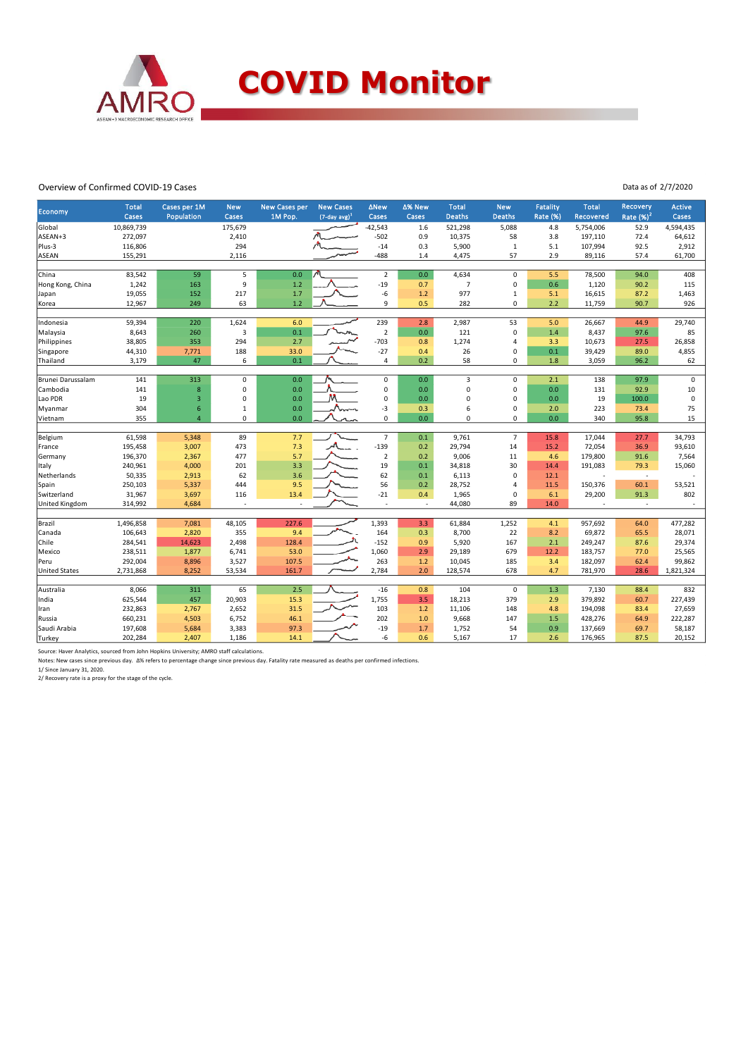# COVID Monitor

Overview of Confirmed COVID-19 Cases

Data as of 2/7/2020

| Economy | Total Cases | Cases per 1M Population | New Cases | New Cases per 1M Pop. | New Cases (7-day avg)[1] | ΔNew Cases | Δ% New Cases | Total Deaths | New Deaths | Fatality Rate (%) | Total Recovered | Recovery Rate (%)[2] | Active Cases |
|---|---|---|---|---|---|---|---|---|---|---|---|---|---|
| Global | 10,869,739 | | 175,679 | | | -42,543 | 1.6 | 521,298 | 5,088 | 4.8 | 5,754,006 | 52.9 | 4,594,435 |
| ASEAN+3 | 272,097 | | 2,410 | | | -502 | 0.9 | 10,375 | 58 | 3.8 | 197,110 | 72.4 | 64,612 |
| Plus-3 | 116,806 | | 294 | | | -14 | 0.3 | 5,900 | 1 | 5.1 | 107,994 | 92.5 | 2,912 |
| ASEAN | 155,291 | | 2,116 | | | -488 | 1.4 | 4,475 | 57 | 2.9 | 89,116 | 57.4 | 61,700 |
| | | | | | | | | | | | | | |
| China | 83,542 | 59 | 5 | 0.0 | | 2 | 0.0 | 4,634 | 0 | 5.5 | 78,500 | 94.0 | 408 |
| Hong Kong, China | 1,242 | 163 | 9 | 1.2 | | -19 | 0.7 | 7 | 0 | 0.6 | 1,120 | 90.2 | 115 |
| Japan | 19,055 | 152 | 217 | 1.7 | | -6 | 1.2 | 977 | 1 | 5.1 | 16,615 | 87.2 | 1,463 |
| Korea | 12,967 | 249 | 63 | 1.2 | | 9 | 0.5 | 282 | 0 | 2.2 | 11,759 | 90.7 | 926 |
| | | | | | | | | | | | | | |
| Indonesia | 59,394 | 220 | 1,624 | 6.0 | | 239 | 2.8 | 2,987 | 53 | 5.0 | 26,667 | 44.9 | 29,740 |
| Malaysia | 8,643 | 260 | 3 | 0.1 | | 2 | 0.0 | 121 | 0 | 1.4 | 8,437 | 97.6 | 85 |
| Philippines | 38,805 | 353 | 294 | 2.7 | | -703 | 0.8 | 1,274 | 4 | 3.3 | 10,673 | 27.5 | 26,858 |
| Singapore | 44,310 | 7,771 | 188 | 33.0 | | -27 | 0.4 | 26 | 0 | 0.1 | 39,429 | 89.0 | 4,855 |
| Thailand | 3,179 | 47 | 6 | 0.1 | | 4 | 0.2 | 58 | 0 | 1.8 | 3,059 | 96.2 | 62 |
| | | | | | | | | | | | | | |
| Brunei Darussalam | 141 | 313 | 0 | 0.0 | | 0 | 0.0 | 3 | 0 | 2.1 | 138 | 97.9 | 0 |
| Cambodia | 141 | 8 | 0 | 0.0 | | 0 | 0.0 | 0 | 0 | 0.0 | 131 | 92.9 | 10 |
| Lao PDR | 19 | 3 | 0 | 0.0 | | 0 | 0.0 | 0 | 0 | 0.0 | 19 | 100.0 | 0 |
| Myanmar | 304 | 6 | 1 | 0.0 | | -3 | 0.3 | 6 | 0 | 2.0 | 223 | 73.4 | 75 |
| Vietnam | 355 | 4 | 0 | 0.0 | | 0 | 0.0 | 0 | 0 | 0.0 | 340 | 95.8 | 15 |
| | | | | | | | | | | | | | |
| Belgium | 61,598 | 5,348 | 89 | 7.7 | | 7 | 0.1 | 9,761 | 7 | 15.8 | 17,044 | 27.7 | 34,793 |
| France | 195,458 | 3,007 | 473 | 7.3 | | -139 | 0.2 | 29,794 | 14 | 15.2 | 72,054 | 36.9 | 93,610 |
| Germany | 196,370 | 2,367 | 477 | 5.7 | | 2 | 0.2 | 9,006 | 11 | 4.6 | 179,800 | 91.6 | 7,564 |
| Italy | 240,961 | 4,000 | 201 | 3.3 | | 19 | 0.1 | 34,818 | 30 | 14.4 | 191,083 | 79.3 | 15,060 |
| Netherlands | 50,335 | 2,913 | 62 | 3.6 | | 62 | 0.1 | 6,113 | 0 | 12.1 | - | - | - |
| Spain | 250,103 | 5,337 | 444 | 9.5 | | 56 | 0.2 | 28,752 | 4 | 11.5 | 150,376 | 60.1 | 53,521 |
| Switzerland | 31,967 | 3,697 | 116 | 13.4 | | -21 | 0.4 | 1,965 | 0 | 6.1 | 29,200 | 91.3 | 802 |
| United Kingdom | 314,992 | 4,684 | - | - | | - | - | 44,080 | 89 | 14.0 | - | - | - |
| | | | | | | | | | | | | | |
| Brazil | 1,496,858 | 7,081 | 48,105 | 227.6 | | 1,393 | 3.3 | 61,884 | 1,252 | 4.1 | 957,692 | 64.0 | 477,282 |
| Canada | 106,643 | 2,820 | 355 | 9.4 | | 164 | 0.3 | 8,700 | 22 | 8.2 | 69,872 | 65.5 | 28,071 |
| Chile | 284,541 | 14,623 | 2,498 | 128.4 | | -152 | 0.9 | 5,920 | 167 | 2.1 | 249,247 | 87.6 | 29,374 |
| Mexico | 238,511 | 1,877 | 6,741 | 53.0 | | 1,060 | 2.9 | 29,189 | 679 | 12.2 | 183,757 | 77.0 | 25,565 |
| Peru | 292,004 | 8,896 | 3,527 | 107.5 | | 263 | 1.2 | 10,045 | 185 | 3.4 | 182,097 | 62.4 | 99,862 |
| United States | 2,731,868 | 8,252 | 53,534 | 161.7 | | 2,784 | 2.0 | 128,574 | 678 | 4.7 | 781,970 | 28.6 | 1,821,324 |
| | | | | | | | | | | | | | |
| Australia | 8,066 | 311 | 65 | 2.5 | | -16 | 0.8 | 104 | 0 | 1.3 | 7,130 | 88.4 | 832 |
| India | 625,544 | 457 | 20,903 | 15.3 | | 1,755 | 3.5 | 18,213 | 379 | 2.9 | 379,892 | 60.7 | 227,439 |
| Iran | 232,863 | 2,767 | 2,652 | 31.5 | | 103 | 1.2 | 11,106 | 148 | 4.8 | 194,098 | 83.4 | 27,659 |
| Russia | 660,231 | 4,503 | 6,752 | 46.1 | | 202 | 1.0 | 9,668 | 147 | 1.5 | 428,276 | 64.9 | 222,287 |
| Saudi Arabia | 197,608 | 5,684 | 3,383 | 97.3 | | -19 | 1.7 | 1,752 | 54 | 0.9 | 137,669 | 69.7 | 58,187 |
| Turkey | 202,284 | 2,407 | 1,186 | 14.1 | | -6 | 0.6 | 5,167 | 17 | 2.6 | 176,965 | 87.5 | 20,152 |

Source: Haver Analytics, sourced from John Hopkins University; AMRO staff calculations.

Notes: New cases since previous day. Δ% refers to percentage change since previous day. Fatality rate measured as deaths per confirmed infections.

1/ Since January 31, 2020.

2/ Recovery rate is a proxy for the stage of the cycle.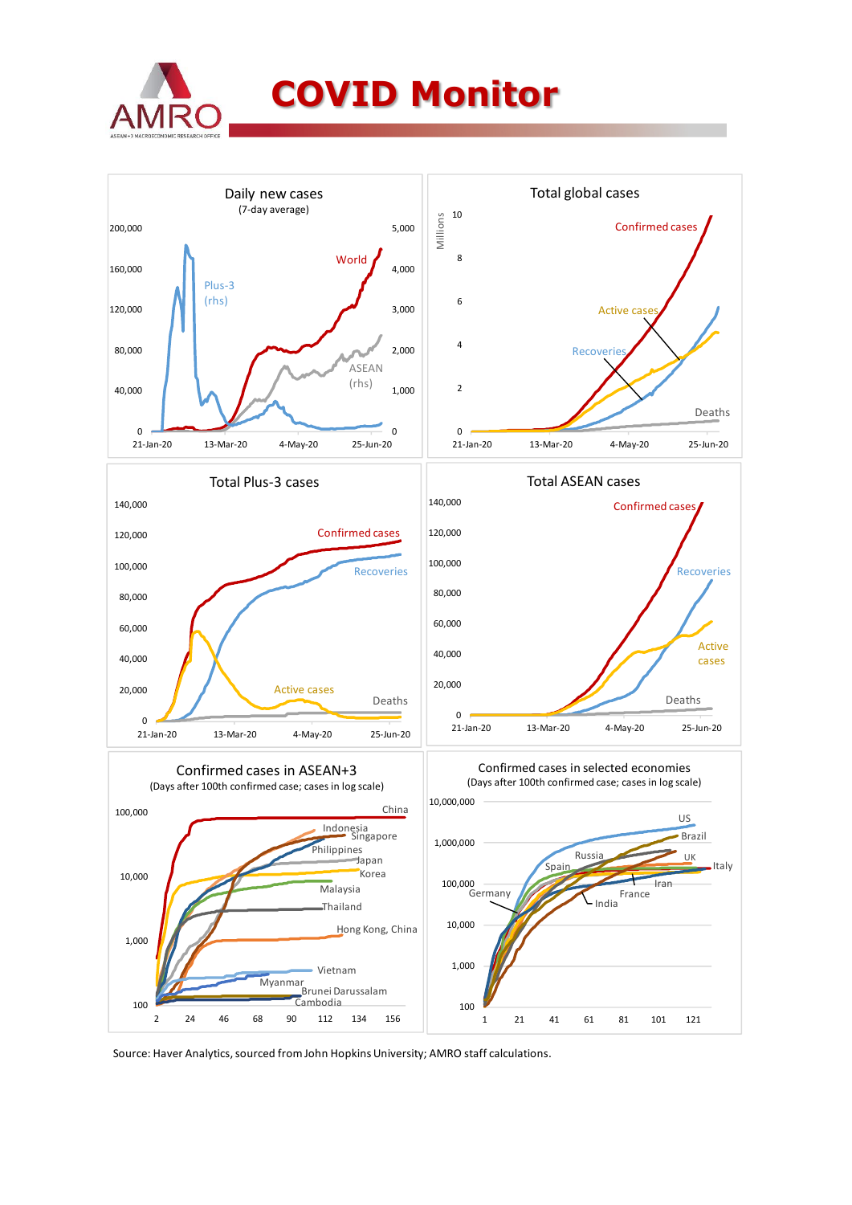# COVID Monitor

Daily new cases
(7-day average)

200,000
160,000
120,000
80,000
40,000
0

5,000
4,000
3,000
2,000
1,000
0

World
Plus-3
(rhs)
ASEAN
(rhs)

21-Jan-20
13-Mar-20
4-May-20
25-Jun-20

Total global cases

Millions

10
8
6
4
2
0

Confirmed cases
Active cases
Recoveries
Deaths

21-Jan-20
13-Mar-20
4-May-20
25-Jun-20

Total Plus-3 cases

140,000
120,000
100,000
80,000
60,000
40,000
20,000
0

Confirmed cases
Recoveries
Active cases
Deaths

21-Jan-20
13-Mar-20
4-May-20
25-Jun-20

Total ASEAN cases

140,000
120,000
100,000
80,000
60,000
40,000
20,000
0

Confirmed cases
Recoveries
Active
cases
Deaths

21-Jan-20
13-Mar-20
4-May-20
25-Jun-20

Confirmed cases in ASEAN+3
(Days after 100th confirmed case; cases in log scale)

100,000
10,000
1,000
100

China
Indonesia
Singapore
Philippines
Japan
Korea
Malaysia
Thailand
Hong Kong, China
Vietnam
Myanmar
Brunei Darussalam
Cambodia

2
24
46
68
90
112
134
156

Confirmed cases in selected economies
(Days after 100th confirmed case; cases in log scale)

10,000,000
1,000,000
100,000
10,000
1,000
100

US
Brazil
Russia
UK
Spain
Italy
Germany
Iran
France
India

1
21
41
61
81
101
121

Source: Haver Analytics, sourced from John Hopkins University; AMRO staff calculations.